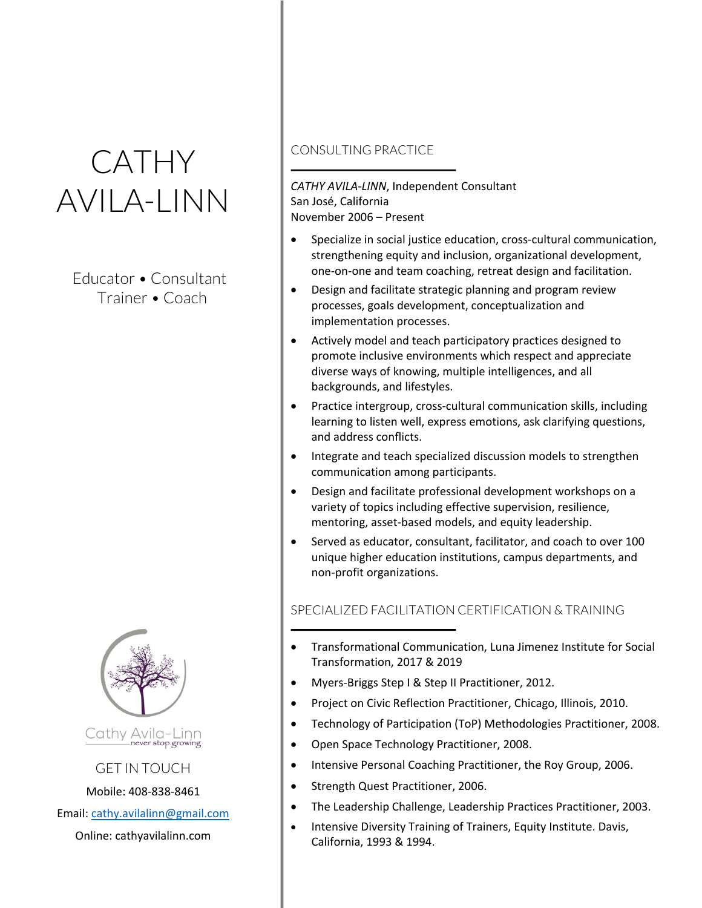# CATHY AVILA-LINN

Educator • Consultant
Trainer • Coach

Cathy Avila-Linn
never stop growing

GET IN TOUCH

Mobile: 408-838-8461

Email: cathy.avilalinn@gmail.com

Online: cathyavilalinn.com

## CONSULTING PRACTICE

*CATHY AVILA-LINN*, Independent Consultant
San José, California
November 2006 – Present

- Specialize in social justice education, cross-cultural communication, strengthening equity and inclusion, organizational development, one-on-one and team coaching, retreat design and facilitation.
- Design and facilitate strategic planning and program review processes, goals development, conceptualization and implementation processes.
- Actively model and teach participatory practices designed to promote inclusive environments which respect and appreciate diverse ways of knowing, multiple intelligences, and all backgrounds, and lifestyles.
- Practice intergroup, cross-cultural communication skills, including learning to listen well, express emotions, ask clarifying questions, and address conflicts.
- Integrate and teach specialized discussion models to strengthen communication among participants.
- Design and facilitate professional development workshops on a variety of topics including effective supervision, resilience, mentoring, asset-based models, and equity leadership.
- Served as educator, consultant, facilitator, and coach to over 100 unique higher education institutions, campus departments, and non-profit organizations.

## SPECIALIZED FACILITATION CERTIFICATION & TRAINING

- Transformational Communication, Luna Jimenez Institute for Social Transformation, 2017 & 2019
- Myers-Briggs Step I & Step II Practitioner, 2012.
- Project on Civic Reflection Practitioner, Chicago, Illinois, 2010.
- Technology of Participation (ToP) Methodologies Practitioner, 2008.
- Open Space Technology Practitioner, 2008.
- Intensive Personal Coaching Practitioner, the Roy Group, 2006.
- Strength Quest Practitioner, 2006.
- The Leadership Challenge, Leadership Practices Practitioner, 2003.
- Intensive Diversity Training of Trainers, Equity Institute. Davis, California, 1993 & 1994.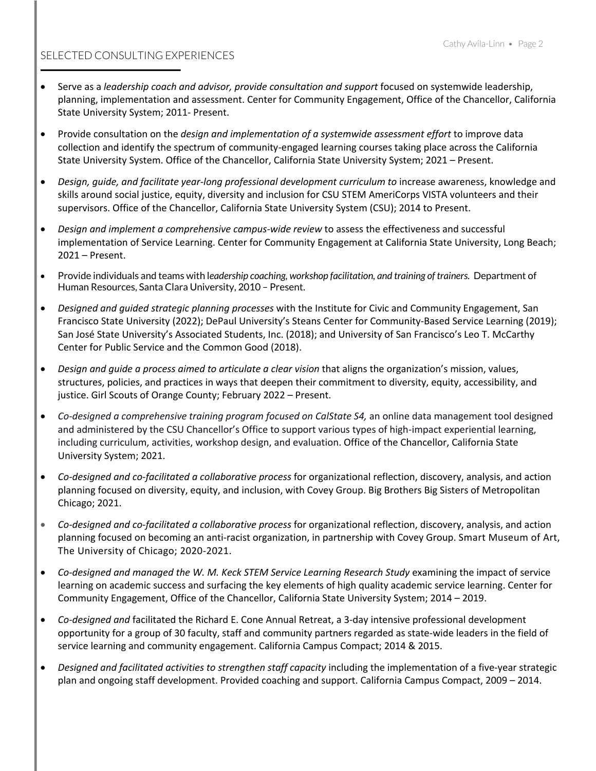## SELECTED CONSULTING EXPERIENCES

- Serve as a *leadership coach and advisor, provide consultation and support* focused on systemwide leadership, planning, implementation and assessment. Center for Community Engagement, Office of the Chancellor, California State University System; 2011- Present.
- Provide consultation on the *design and implementation of a systemwide assessment effort* to improve data collection and identify the spectrum of community-engaged learning courses taking place across the California State University System. Office of the Chancellor, California State University System; 2021 – Present.
- *Design, guide, and facilitate year-long professional development curriculum to* increase awareness, knowledge and skills around social justice, equity, diversity and inclusion for CSU STEM AmeriCorps VISTA volunteers and their supervisors. Office of the Chancellor, California State University System (CSU); 2014 to Present.
- *Design and implement a comprehensive campus-wide review* to assess the effectiveness and successful implementation of Service Learning. Center for Community Engagement at California State University, Long Beach; 2021 – Present.
- Provide individuals and teams with l*eadership coaching, workshop facilitation, and training of trainers.* Department of Human Resources, Santa Clara University, 2010 – Present.
- *Designed and guided strategic planning processes* with the Institute for Civic and Community Engagement, San Francisco State University (2022); DePaul University's Steans Center for Community-Based Service Learning (2019); San José State University's Associated Students, Inc. (2018); and University of San Francisco's Leo T. McCarthy Center for Public Service and the Common Good (2018).
- *Design and guide a process aimed to articulate a clear vision* that aligns the organization's mission, values, structures, policies, and practices in ways that deepen their commitment to diversity, equity, accessibility, and justice. Girl Scouts of Orange County; February 2022 – Present.
- *Co-designed a comprehensive training program focused on CalState S4,* an online data management tool designed and administered by the CSU Chancellor's Office to support various types of high-impact experiential learning, including curriculum, activities, workshop design, and evaluation. Office of the Chancellor, California State University System; 2021.
- *Co-designed and co-facilitated a collaborative process* for organizational reflection, discovery, analysis, and action planning focused on diversity, equity, and inclusion, with Covey Group. Big Brothers Big Sisters of Metropolitan Chicago; 2021.
- *Co-designed and co-facilitated a collaborative process* for organizational reflection, discovery, analysis, and action planning focused on becoming an anti-racist organization, in partnership with Covey Group. Smart Museum of Art, The University of Chicago; 2020-2021.
- *Co-designed and managed the W. M. Keck STEM Service Learning Research Study* examining the impact of service learning on academic success and surfacing the key elements of high quality academic service learning. Center for Community Engagement, Office of the Chancellor, California State University System; 2014 – 2019.
- *Co-designed and* facilitated the Richard E. Cone Annual Retreat, a 3-day intensive professional development opportunity for a group of 30 faculty, staff and community partners regarded as state-wide leaders in the field of service learning and community engagement. California Campus Compact; 2014 & 2015.
- *Designed and facilitated activities to strengthen staff capacity* including the implementation of a five-year strategic plan and ongoing staff development. Provided coaching and support. California Campus Compact, 2009 – 2014.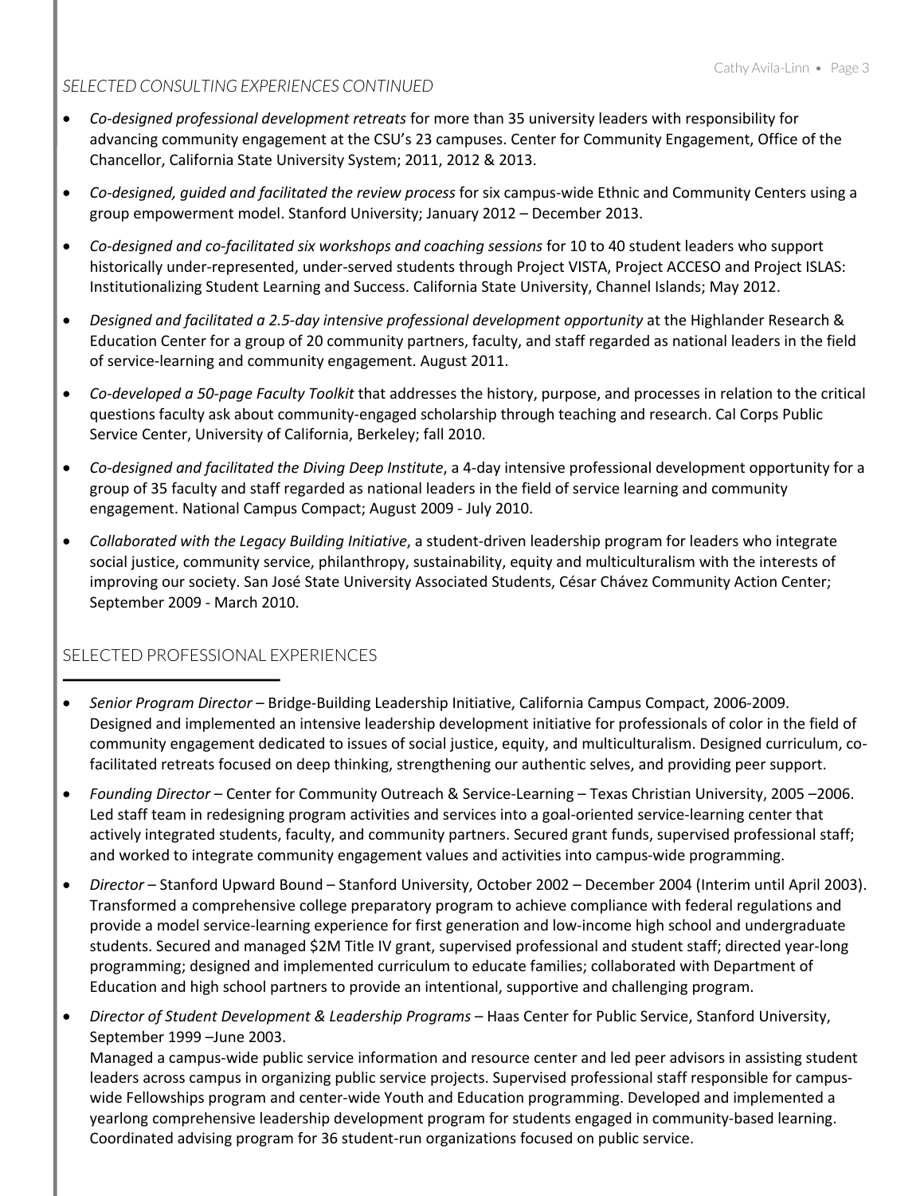*SELECTED CONSULTING EXPERIENCES CONTINUED*

- *Co-designed professional development retreats* for more than 35 university leaders with responsibility for advancing community engagement at the CSU's 23 campuses. Center for Community Engagement, Office of the Chancellor, California State University System; 2011, 2012 & 2013.
- *Co-designed, guided and facilitated the review process* for six campus-wide Ethnic and Community Centers using a group empowerment model. Stanford University; January 2012 – December 2013.
- *Co-designed and co-facilitated six workshops and coaching sessions* for 10 to 40 student leaders who support historically under-represented, under-served students through Project VISTA, Project ACCESO and Project ISLAS: Institutionalizing Student Learning and Success. California State University, Channel Islands; May 2012.
- *Designed and facilitated a 2.5-day intensive professional development opportunity* at the Highlander Research & Education Center for a group of 20 community partners, faculty, and staff regarded as national leaders in the field of service-learning and community engagement. August 2011.
- *Co-developed a 50-page Faculty Toolkit* that addresses the history, purpose, and processes in relation to the critical questions faculty ask about community-engaged scholarship through teaching and research. Cal Corps Public Service Center, University of California, Berkeley; fall 2010.
- *Co-designed and facilitated the Diving Deep Institute*, a 4-day intensive professional development opportunity for a group of 35 faculty and staff regarded as national leaders in the field of service learning and community engagement. National Campus Compact; August 2009 - July 2010.
- *Collaborated with the Legacy Building Initiative*, a student-driven leadership program for leaders who integrate social justice, community service, philanthropy, sustainability, equity and multiculturalism with the interests of improving our society. San José State University Associated Students, César Chávez Community Action Center; September 2009 - March 2010.

## SELECTED PROFESSIONAL EXPERIENCES

- *Senior Program Director* – Bridge-Building Leadership Initiative, California Campus Compact, 2006-2009. Designed and implemented an intensive leadership development initiative for professionals of color in the field of community engagement dedicated to issues of social justice, equity, and multiculturalism. Designed curriculum, co-facilitated retreats focused on deep thinking, strengthening our authentic selves, and providing peer support.
- *Founding Director* – Center for Community Outreach & Service-Learning – Texas Christian University, 2005 –2006. Led staff team in redesigning program activities and services into a goal-oriented service-learning center that actively integrated students, faculty, and community partners. Secured grant funds, supervised professional staff; and worked to integrate community engagement values and activities into campus-wide programming.
- *Director* – Stanford Upward Bound – Stanford University, October 2002 – December 2004 (Interim until April 2003). Transformed a comprehensive college preparatory program to achieve compliance with federal regulations and provide a model service-learning experience for first generation and low-income high school and undergraduate students. Secured and managed $2M Title IV grant, supervised professional and student staff; directed year-long programming; designed and implemented curriculum to educate families; collaborated with Department of Education and high school partners to provide an intentional, supportive and challenging program.
- *Director of Student Development & Leadership Programs* – Haas Center for Public Service, Stanford University, September 1999 –June 2003.
  Managed a campus-wide public service information and resource center and led peer advisors in assisting student leaders across campus in organizing public service projects. Supervised professional staff responsible for campus-wide Fellowships program and center-wide Youth and Education programming. Developed and implemented a yearlong comprehensive leadership development program for students engaged in community-based learning. Coordinated advising program for 36 student-run organizations focused on public service.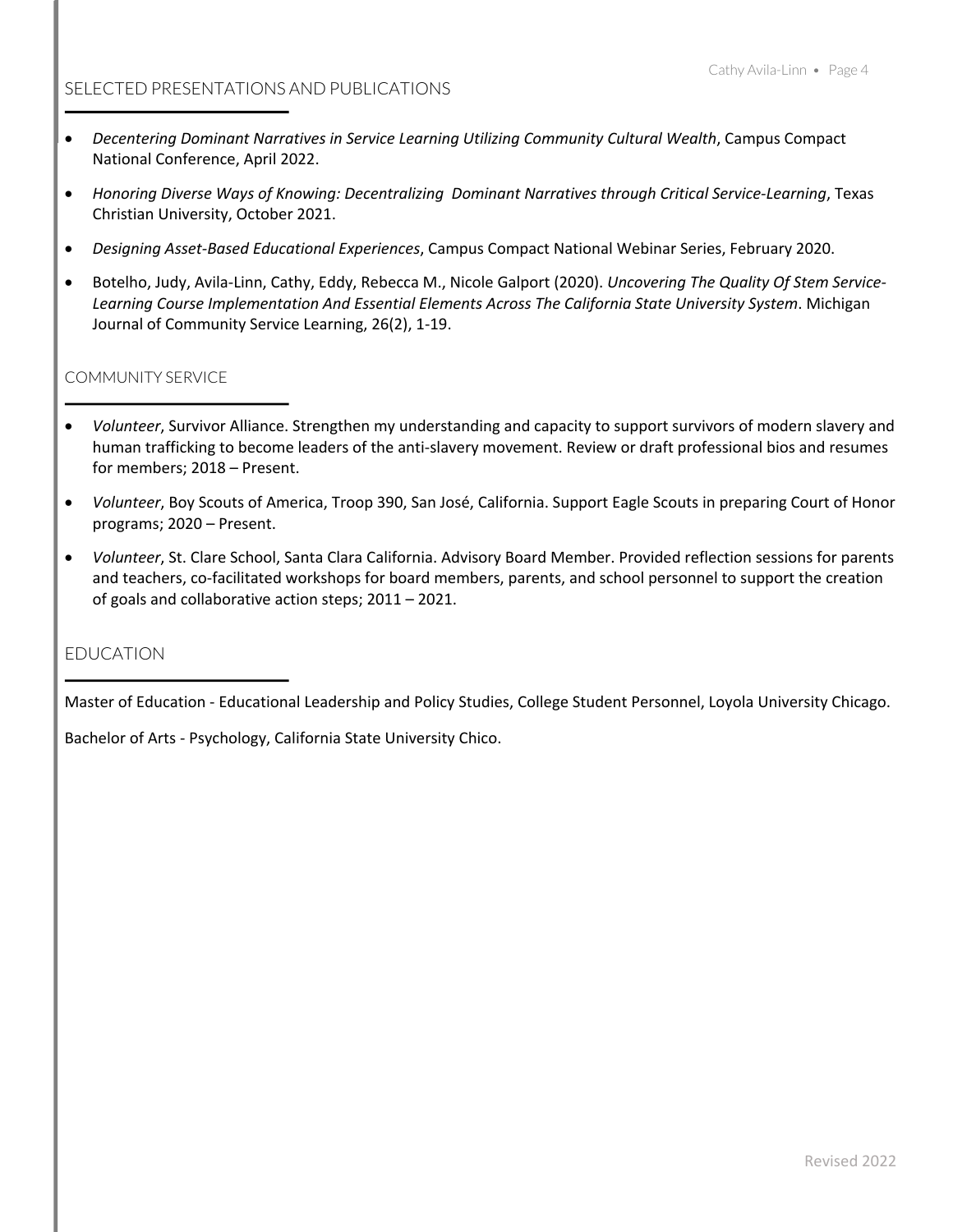## SELECTED PRESENTATIONS AND PUBLICATIONS

- *Decentering Dominant Narratives in Service Learning Utilizing Community Cultural Wealth*, Campus Compact National Conference, April 2022.
- *Honoring Diverse Ways of Knowing: Decentralizing  Dominant Narratives through Critical Service-Learning*, Texas Christian University, October 2021.
- *Designing Asset-Based Educational Experiences*, Campus Compact National Webinar Series, February 2020.
- Botelho, Judy, Avila-Linn, Cathy, Eddy, Rebecca M., Nicole Galport (2020). *Uncovering The Quality Of Stem Service-Learning Course Implementation And Essential Elements Across The California State University System*. Michigan Journal of Community Service Learning, 26(2), 1-19.

## COMMUNITY SERVICE

- *Volunteer*, Survivor Alliance. Strengthen my understanding and capacity to support survivors of modern slavery and human trafficking to become leaders of the anti-slavery movement. Review or draft professional bios and resumes for members; 2018 – Present.
- *Volunteer*, Boy Scouts of America, Troop 390, San José, California. Support Eagle Scouts in preparing Court of Honor programs; 2020 – Present.
- *Volunteer*, St. Clare School, Santa Clara California. Advisory Board Member. Provided reflection sessions for parents and teachers, co-facilitated workshops for board members, parents, and school personnel to support the creation of goals and collaborative action steps; 2011 – 2021.

## EDUCATION

Master of Education - Educational Leadership and Policy Studies, College Student Personnel, Loyola University Chicago.

Bachelor of Arts - Psychology, California State University Chico.

Revised 2022